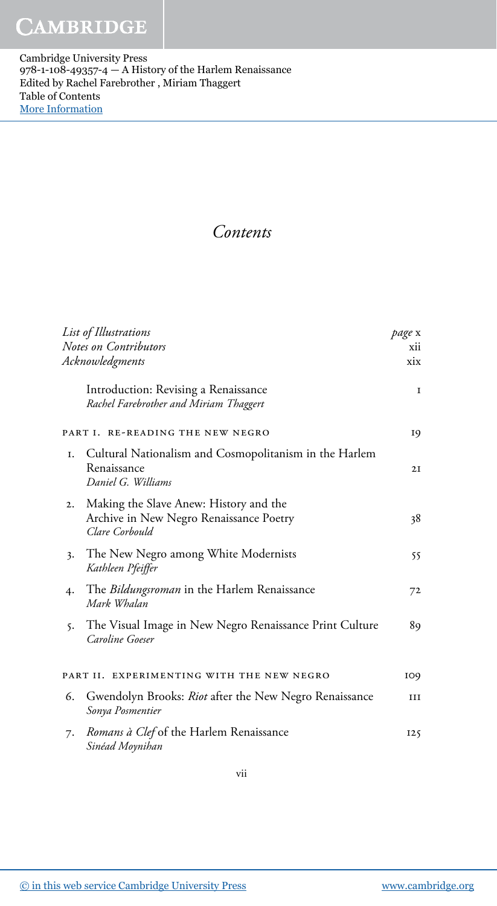# Contents

| | |
|---|---|
| *List of Illustrations* | *page* x |
| *Notes on Contributors* | xii |
| *Acknowledgments* | xix |
| Introduction: Revising a Renaissance<br>*Rachel Farebrother and Miriam Thaggert* | 1 |
| **PART I. RE-READING THE NEW NEGRO** | 19 |
| 1. Cultural Nationalism and Cosmopolitanism in the Harlem Renaissance<br>*Daniel G. Williams* | 21 |
| 2. Making the Slave Anew: History and the Archive in New Negro Renaissance Poetry<br>*Clare Corbould* | 38 |
| 3. The New Negro among White Modernists<br>*Kathleen Pfeiffer* | 55 |
| 4. The *Bildungsroman* in the Harlem Renaissance<br>*Mark Whalan* | 72 |
| 5. The Visual Image in New Negro Renaissance Print Culture<br>*Caroline Goeser* | 89 |
| **PART II. EXPERIMENTING WITH THE NEW NEGRO** | 109 |
| 6. Gwendolyn Brooks: *Riot* after the New Negro Renaissance<br>*Sonya Posmentier* | 111 |
| 7. *Romans à Clef* of the Harlem Renaissance<br>*Sinéad Moynihan* | 125 |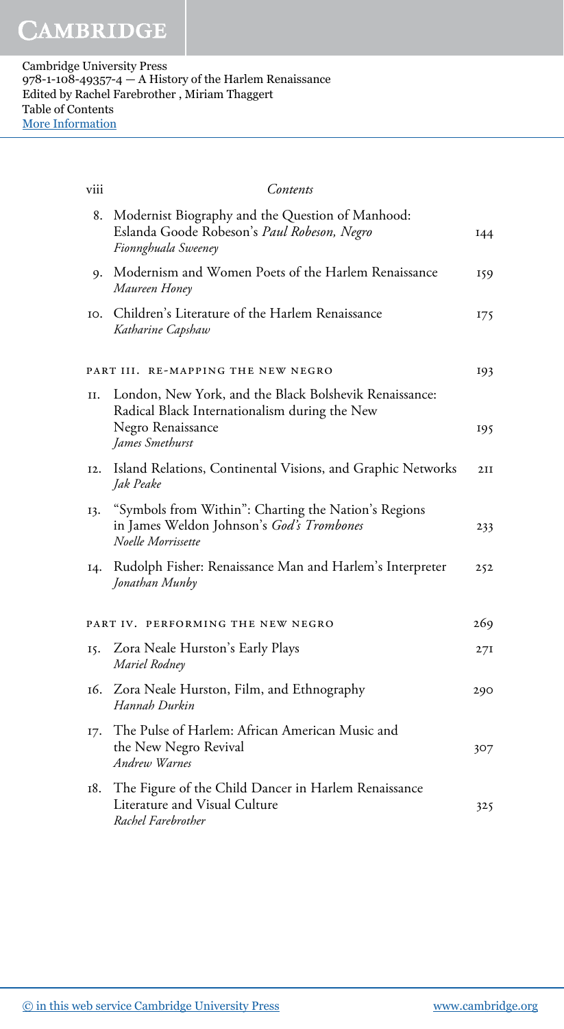8. Modernist Biography and the Question of Manhood: Eslanda Goode Robeson's *Paul Robeson, Negro* — 144
   *Fionnghuala Sweeney*

9. Modernism and Women Poets of the Harlem Renaissance — 159
   *Maureen Honey*

10. Children's Literature of the Harlem Renaissance — 175
    *Katharine Capshaw*

## PART III. RE-MAPPING THE NEW NEGRO — 193

11. London, New York, and the Black Bolshevik Renaissance: Radical Black Internationalism during the New Negro Renaissance — 195
    *James Smethurst*

12. Island Relations, Continental Visions, and Graphic Networks — 211
    *Jak Peake*

13. "Symbols from Within": Charting the Nation's Regions in James Weldon Johnson's *God's Trombones* — 233
    *Noelle Morrissette*

14. Rudolph Fisher: Renaissance Man and Harlem's Interpreter — 252
    *Jonathan Munby*

## PART IV. PERFORMING THE NEW NEGRO — 269

15. Zora Neale Hurston's Early Plays — 271
    *Mariel Rodney*

16. Zora Neale Hurston, Film, and Ethnography — 290
    *Hannah Durkin*

17. The Pulse of Harlem: African American Music and the New Negro Revival — 307
    *Andrew Warnes*

18. The Figure of the Child Dancer in Harlem Renaissance Literature and Visual Culture — 325
    *Rachel Farebrother*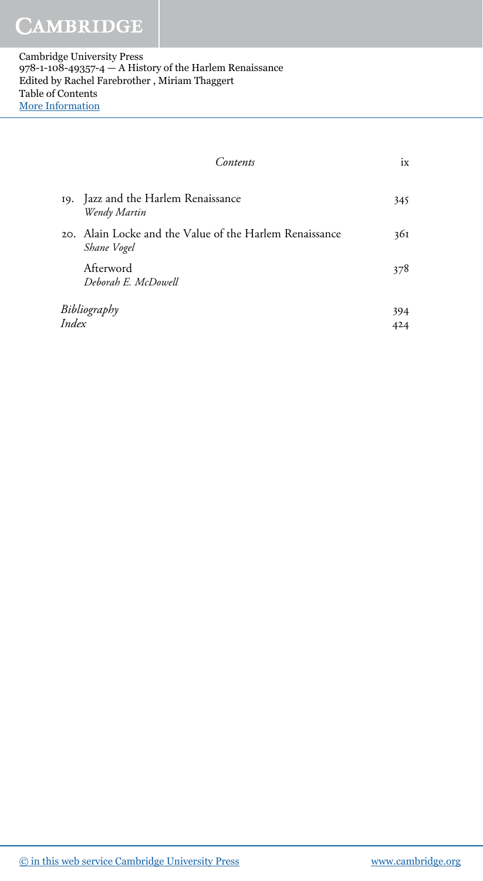Contents

19. Jazz and the Harlem Renaissance — 345
    *Wendy Martin*
20. Alain Locke and the Value of the Harlem Renaissance — 361
    *Shane Vogel*

Afterword — 378
*Deborah E. McDowell*

*Bibliography* — 394

*Index* — 424